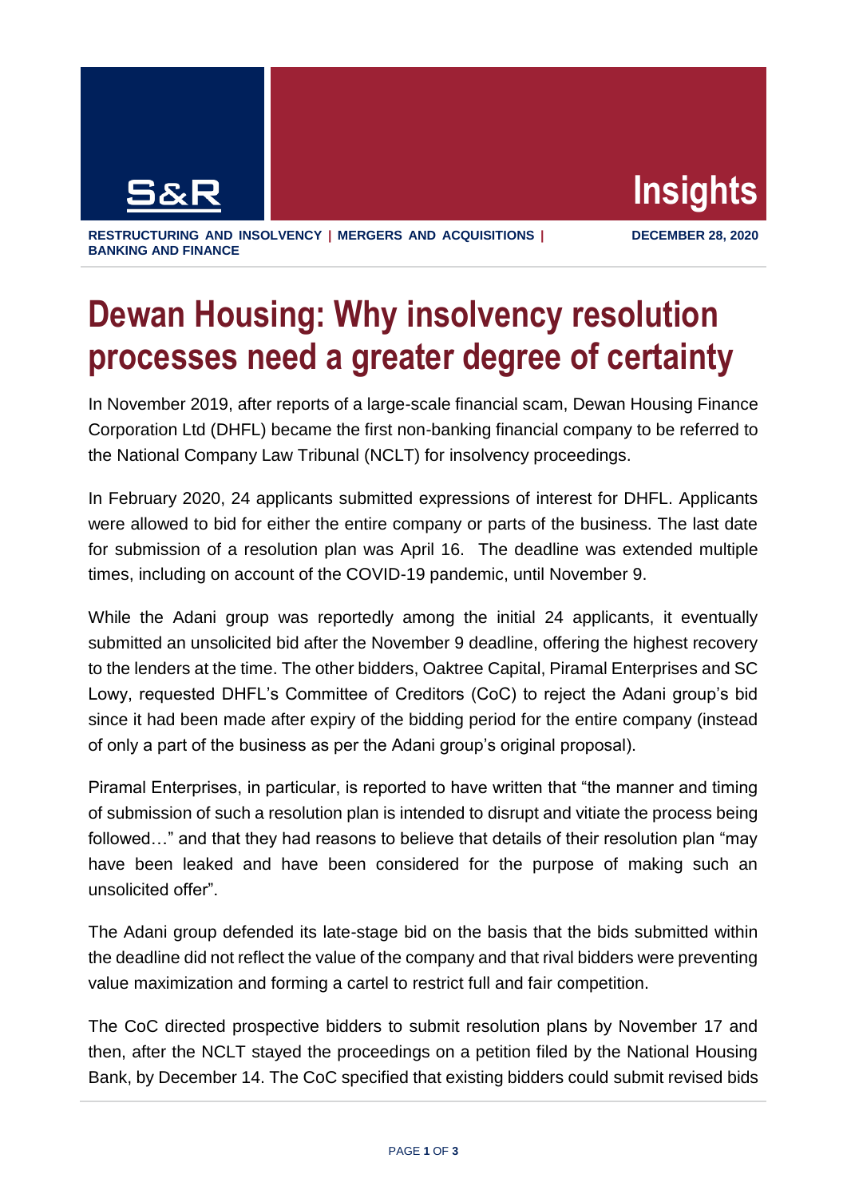RESTRUCTURING AND INSOLVENCY | MERGERS AND ACQUISITIONS | BANKING AND FINANCE

DECEMBER 28, 2020

# Dewan Housing: Why insolvency resolution processes need a greater degree of certainty

In November 2019, after reports of a large-scale financial scam, Dewan Housing Finance Corporation Ltd (DHFL) became the first non-banking financial company to be referred to the National Company Law Tribunal (NCLT) for insolvency proceedings.

In February 2020, 24 applicants submitted expressions of interest for DHFL. Applicants were allowed to bid for either the entire company or parts of the business. The last date for submission of a resolution plan was April 16. The deadline was extended multiple times, including on account of the COVID-19 pandemic, until November 9.

While the Adani group was reportedly among the initial 24 applicants, it eventually submitted an unsolicited bid after the November 9 deadline, offering the highest recovery to the lenders at the time. The other bidders, Oaktree Capital, Piramal Enterprises and SC Lowy, requested DHFL's Committee of Creditors (CoC) to reject the Adani group's bid since it had been made after expiry of the bidding period for the entire company (instead of only a part of the business as per the Adani group's original proposal).

Piramal Enterprises, in particular, is reported to have written that "the manner and timing of submission of such a resolution plan is intended to disrupt and vitiate the process being followed…" and that they had reasons to believe that details of their resolution plan "may have been leaked and have been considered for the purpose of making such an unsolicited offer".

The Adani group defended its late-stage bid on the basis that the bids submitted within the deadline did not reflect the value of the company and that rival bidders were preventing value maximization and forming a cartel to restrict full and fair competition.

The CoC directed prospective bidders to submit resolution plans by November 17 and then, after the NCLT stayed the proceedings on a petition filed by the National Housing Bank, by December 14. The CoC specified that existing bidders could submit revised bids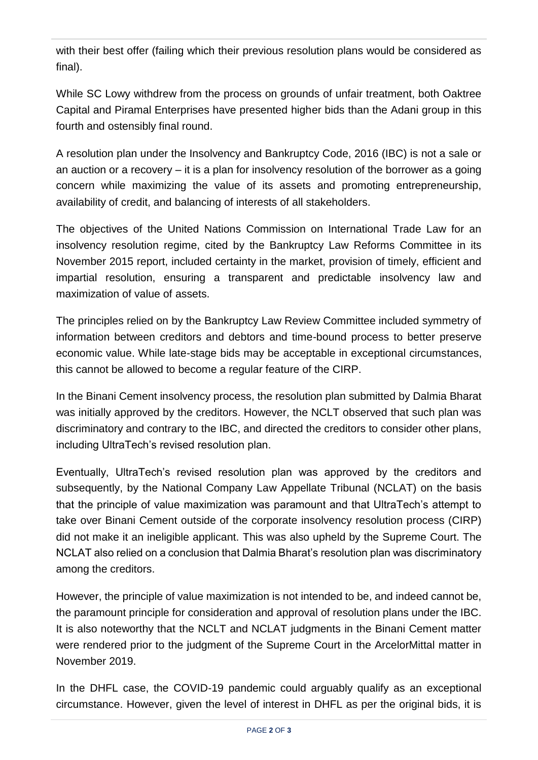with their best offer (failing which their previous resolution plans would be considered as final).

While SC Lowy withdrew from the process on grounds of unfair treatment, both Oaktree Capital and Piramal Enterprises have presented higher bids than the Adani group in this fourth and ostensibly final round.

A resolution plan under the Insolvency and Bankruptcy Code, 2016 (IBC) is not a sale or an auction or a recovery – it is a plan for insolvency resolution of the borrower as a going concern while maximizing the value of its assets and promoting entrepreneurship, availability of credit, and balancing of interests of all stakeholders.

The objectives of the United Nations Commission on International Trade Law for an insolvency resolution regime, cited by the Bankruptcy Law Reforms Committee in its November 2015 report, included certainty in the market, provision of timely, efficient and impartial resolution, ensuring a transparent and predictable insolvency law and maximization of value of assets.

The principles relied on by the Bankruptcy Law Review Committee included symmetry of information between creditors and debtors and time-bound process to better preserve economic value. While late-stage bids may be acceptable in exceptional circumstances, this cannot be allowed to become a regular feature of the CIRP.

In the Binani Cement insolvency process, the resolution plan submitted by Dalmia Bharat was initially approved by the creditors. However, the NCLT observed that such plan was discriminatory and contrary to the IBC, and directed the creditors to consider other plans, including UltraTech's revised resolution plan.

Eventually, UltraTech's revised resolution plan was approved by the creditors and subsequently, by the National Company Law Appellate Tribunal (NCLAT) on the basis that the principle of value maximization was paramount and that UltraTech's attempt to take over Binani Cement outside of the corporate insolvency resolution process (CIRP) did not make it an ineligible applicant. This was also upheld by the Supreme Court. The NCLAT also relied on a conclusion that Dalmia Bharat's resolution plan was discriminatory among the creditors.

However, the principle of value maximization is not intended to be, and indeed cannot be, the paramount principle for consideration and approval of resolution plans under the IBC. It is also noteworthy that the NCLT and NCLAT judgments in the Binani Cement matter were rendered prior to the judgment of the Supreme Court in the ArcelorMittal matter in November 2019.

In the DHFL case, the COVID-19 pandemic could arguably qualify as an exceptional circumstance. However, given the level of interest in DHFL as per the original bids, it is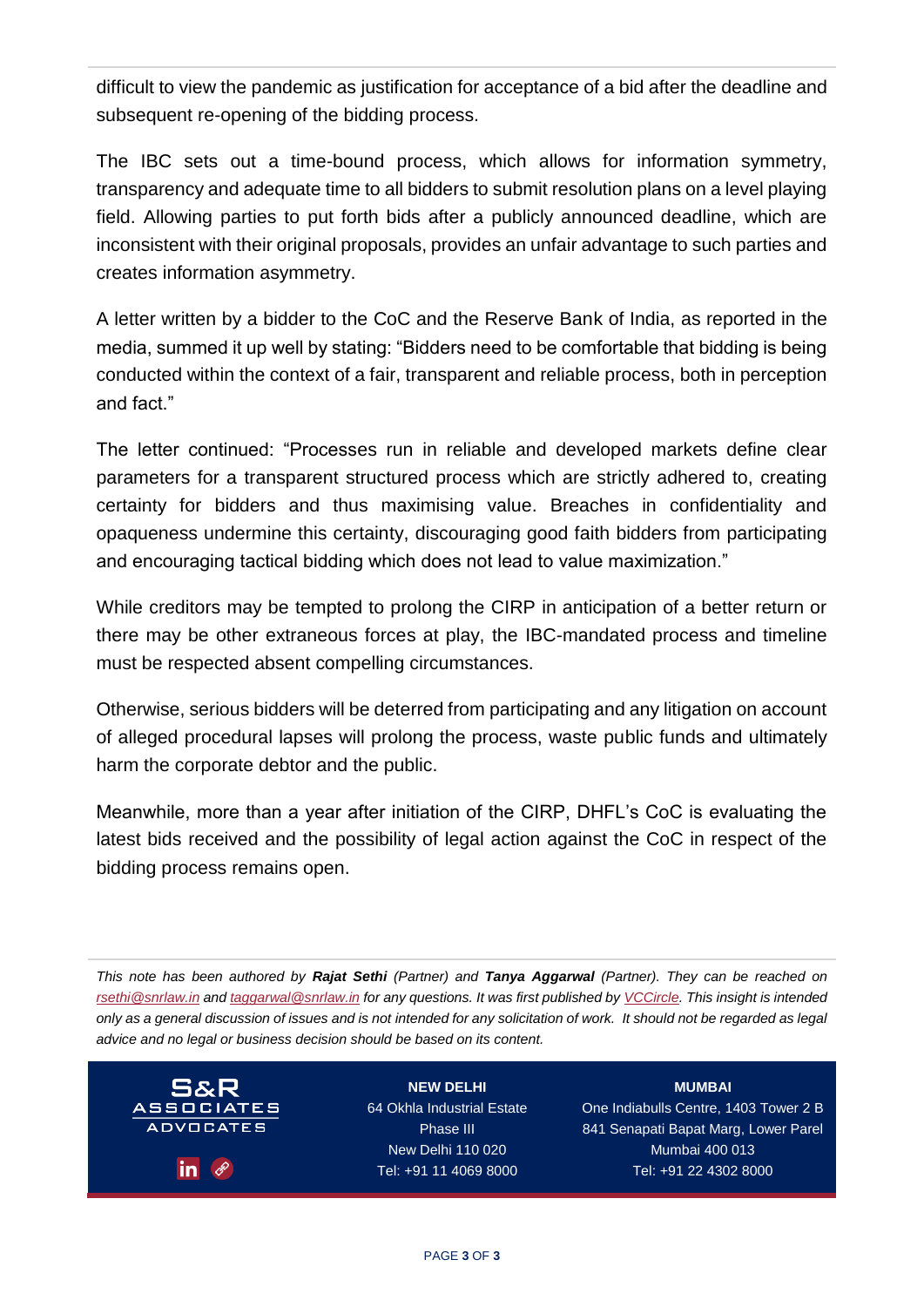difficult to view the pandemic as justification for acceptance of a bid after the deadline and subsequent re-opening of the bidding process.

The IBC sets out a time-bound process, which allows for information symmetry, transparency and adequate time to all bidders to submit resolution plans on a level playing field. Allowing parties to put forth bids after a publicly announced deadline, which are inconsistent with their original proposals, provides an unfair advantage to such parties and creates information asymmetry.

A letter written by a bidder to the CoC and the Reserve Bank of India, as reported in the media, summed it up well by stating: "Bidders need to be comfortable that bidding is being conducted within the context of a fair, transparent and reliable process, both in perception and fact."

The letter continued: "Processes run in reliable and developed markets define clear parameters for a transparent structured process which are strictly adhered to, creating certainty for bidders and thus maximising value. Breaches in confidentiality and opaqueness undermine this certainty, discouraging good faith bidders from participating and encouraging tactical bidding which does not lead to value maximization."

While creditors may be tempted to prolong the CIRP in anticipation of a better return or there may be other extraneous forces at play, the IBC-mandated process and timeline must be respected absent compelling circumstances.

Otherwise, serious bidders will be deterred from participating and any litigation on account of alleged procedural lapses will prolong the process, waste public funds and ultimately harm the corporate debtor and the public.

Meanwhile, more than a year after initiation of the CIRP, DHFL's CoC is evaluating the latest bids received and the possibility of legal action against the CoC in respect of the bidding process remains open.

---

*This note has been authored by **Rajat Sethi** (Partner) and **Tanya Aggarwal** (Partner). They can be reached on rsethi@snrlaw.in and taggarwal@snrlaw.in for any questions. It was first published by VCCircle. This insight is intended only as a general discussion of issues and is not intended for any solicitation of work. It should not be regarded as legal advice and no legal or business decision should be based on its content.*

S&R ASSOCIATES ADVOCATES

**NEW DELHI**
64 Okhla Industrial Estate
Phase III
New Delhi 110 020
Tel: +91 11 4069 8000

**MUMBAI**
One Indiabulls Centre, 1403 Tower 2 B
841 Senapati Bapat Marg, Lower Parel
Mumbai 400 013
Tel: +91 22 4302 8000